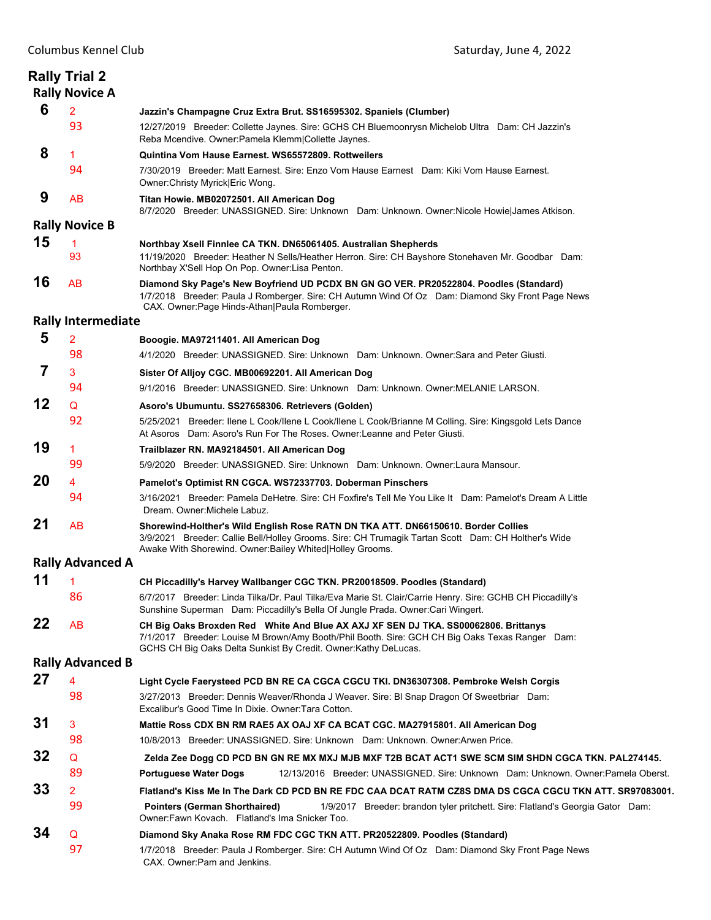## Rally Trial 2

### Rally Novice A

**6** — 2 — 93

**Jazzin's Champagne Cruz Extra Brut. SS16595302. Spaniels (Clumber)**
12/27/2019 Breeder: Collette Jaynes. Sire: GCHS CH Bluemoonrysn Michelob Ultra Dam: CH Jazzin's Reba Mcendive. Owner:Pamela Klemm|Collette Jaynes.

**8** — 1 — 94

**Quintina Vom Hause Earnest. WS65572809. Rottweilers**
7/30/2019 Breeder: Matt Earnest. Sire: Enzo Vom Hause Earnest Dam: Kiki Vom Hause Earnest. Owner:Christy Myrick|Eric Wong.

**9** — AB

**Titan Howie. MB02072501. All American Dog**
8/7/2020 Breeder: UNASSIGNED. Sire: Unknown Dam: Unknown. Owner:Nicole Howie|James Atkison.

### Rally Novice B

**15** — 1 — 93

**Northbay Xsell Finnlee CA TKN. DN65061405. Australian Shepherds**
11/19/2020 Breeder: Heather N Sells/Heather Herron. Sire: CH Bayshore Stonehaven Mr. Goodbar Dam: Northbay X'Sell Hop On Pop. Owner:Lisa Penton.

**16** — AB

**Diamond Sky Page's New Boyfriend UD PCDX BN GN GO VER. PR20522804. Poodles (Standard)**
1/7/2018 Breeder: Paula J Romberger. Sire: CH Autumn Wind Of Oz Dam: Diamond Sky Front Page News CAX. Owner:Page Hinds-Athan|Paula Romberger.

### Rally Intermediate

**5** — 2 — 98

**Booogie. MA97211401. All American Dog**
4/1/2020 Breeder: UNASSIGNED. Sire: Unknown Dam: Unknown. Owner:Sara and Peter Giusti.

**7** — 3 — 94

**Sister Of Alljoy CGC. MB00692201. All American Dog**
9/1/2016 Breeder: UNASSIGNED. Sire: Unknown Dam: Unknown. Owner:MELANIE LARSON.

**12** — Q — 92

**Asoro's Ubumuntu. SS27658306. Retrievers (Golden)**
5/25/2021 Breeder: Ilene L Cook/Ilene L Cook/Ilene L Cook/Brianne M Colling. Sire: Kingsgold Lets Dance At Asoros Dam: Asoro's Run For The Roses. Owner:Leanne and Peter Giusti.

**19** — 1 — 99

**Trailblazer RN. MA92184501. All American Dog**
5/9/2020 Breeder: UNASSIGNED. Sire: Unknown Dam: Unknown. Owner:Laura Mansour.

**20** — 4 — 94

**Pamelot's Optimist RN CGCA. WS72337703. Doberman Pinschers**
3/16/2021 Breeder: Pamela DeHetre. Sire: CH Foxfire's Tell Me You Like It Dam: Pamelot's Dream A Little Dream. Owner:Michele Labuz.

**21** — AB

**Shorewind-Holther's Wild English Rose RATN DN TKA ATT. DN66150610. Border Collies**
3/9/2021 Breeder: Callie Bell/Holley Grooms. Sire: CH Trumagik Tartan Scott Dam: CH Holther's Wide Awake With Shorewind. Owner:Bailey Whited|Holley Grooms.

### Rally Advanced A

**11** — 1 — 86

**CH Piccadilly's Harvey Wallbanger CGC TKN. PR20018509. Poodles (Standard)**
6/7/2017 Breeder: Linda Tilka/Dr. Paul Tilka/Eva Marie St. Clair/Carrie Henry. Sire: GCHB CH Piccadilly's Sunshine Superman Dam: Piccadilly's Bella Of Jungle Prada. Owner:Cari Wingert.

**22** — AB

**CH Big Oaks Broxden Red White And Blue AX AXJ XF SEN DJ TKA. SS00062806. Brittanys**
7/1/2017 Breeder: Louise M Brown/Amy Booth/Phil Booth. Sire: GCH CH Big Oaks Texas Ranger Dam: GCHS CH Big Oaks Delta Sunkist By Credit. Owner:Kathy DeLucas.

### Rally Advanced B

**27** — 4 — 98

**Light Cycle Faerysteed PCD BN RE CA CGCA CGCU TKI. DN36307308. Pembroke Welsh Corgis**
3/27/2013 Breeder: Dennis Weaver/Rhonda J Weaver. Sire: Bl Snap Dragon Of Sweetbriar Dam: Excalibur's Good Time In Dixie. Owner:Tara Cotton.

**31** — 3 — 98

**Mattie Ross CDX BN RM RAE5 AX OAJ XF CA BCAT CGC. MA27915801. All American Dog**
10/8/2013 Breeder: UNASSIGNED. Sire: Unknown Dam: Unknown. Owner:Arwen Price.

**32** — Q — 89

**Zelda Zee Dogg CD PCD BN GN RE MX MXJ MJB MXF T2B BCAT ACT1 SWE SCM SIM SHDN CGCA TKN. PAL274145. Portuguese Water Dogs**
12/13/2016 Breeder: UNASSIGNED. Sire: Unknown Dam: Unknown. Owner:Pamela Oberst.

**33** — 2 — 99

**Flatland's Kiss Me In The Dark CD PCD BN RE FDC CAA DCAT RATM CZ8S DMA DS CGCA CGCU TKN ATT. SR97083001. Pointers (German Shorthaired)**
1/9/2017 Breeder: brandon tyler pritchett. Sire: Flatland's Georgia Gator Dam: Flatland's Ima Snicker Too. Owner:Fawn Kovach.

**34** — Q — 97

**Diamond Sky Anaka Rose RM FDC CGC TKN ATT. PR20522809. Poodles (Standard)**
1/7/2018 Breeder: Paula J Romberger. Sire: CH Autumn Wind Of Oz Dam: Diamond Sky Front Page News CAX. Owner:Pam and Jenkins.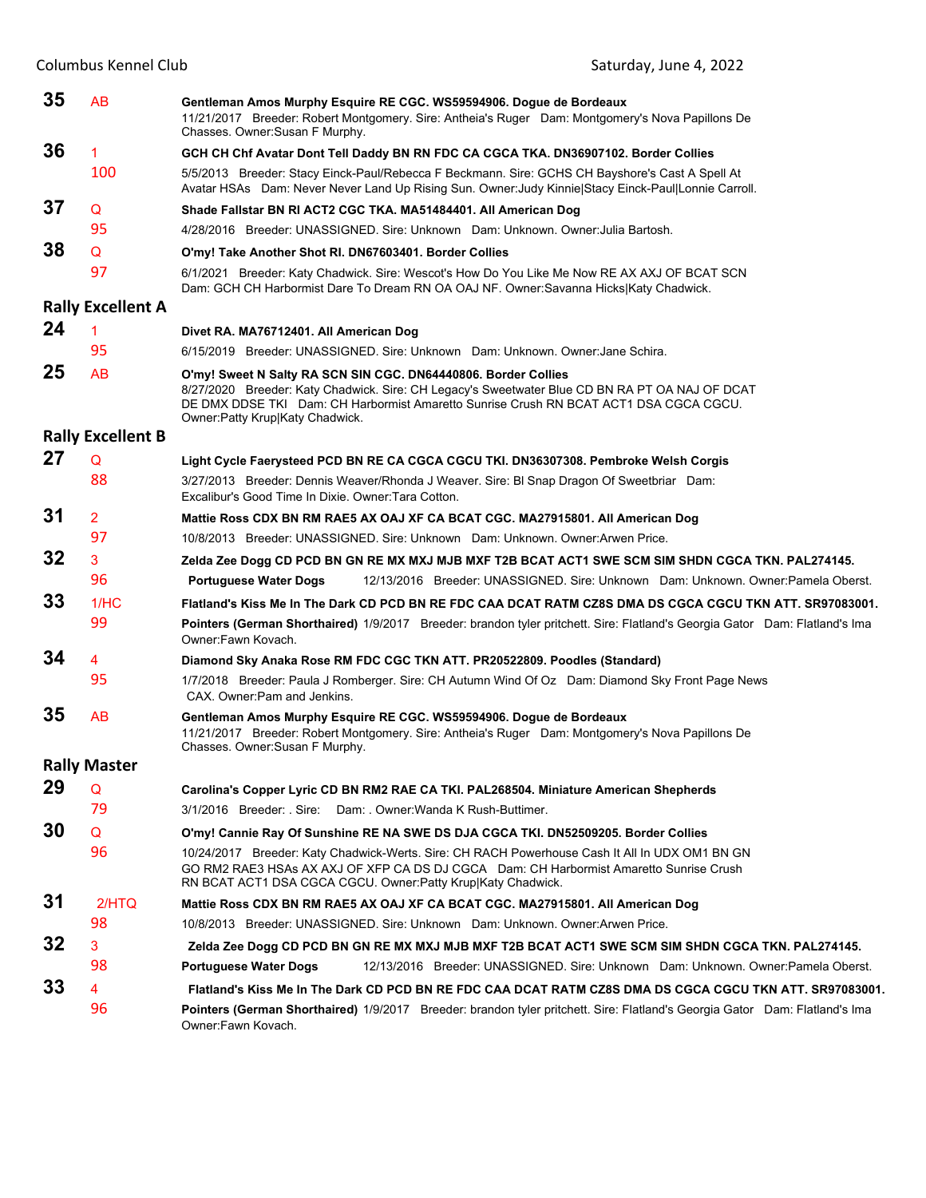**35** AB **Gentleman Amos Murphy Esquire RE CGC. WS59594906. Dogue de Bordeaux**
11/21/2017 Breeder: Robert Montgomery. Sire: Antheia's Ruger Dam: Montgomery's Nova Papillons De Chasses. Owner:Susan F Murphy.

**36** 1 / 100 **GCH CH Chf Avatar Dont Tell Daddy BN RN FDC CA CGCA TKA. DN36907102. Border Collies**
5/5/2013 Breeder: Stacy Einck-Paul/Rebecca F Beckmann. Sire: GCHS CH Bayshore's Cast A Spell At Avatar HSAs Dam: Never Never Land Up Rising Sun. Owner:Judy Kinnie|Stacy Einck-Paul|Lonnie Carroll.

**37** Q / 95 **Shade Fallstar BN RI ACT2 CGC TKA. MA51484401. All American Dog**
4/28/2016 Breeder: UNASSIGNED. Sire: Unknown Dam: Unknown. Owner:Julia Bartosh.

**38** Q / 97 **O'my! Take Another Shot RI. DN67603401. Border Collies**
6/1/2021 Breeder: Katy Chadwick. Sire: Wescot's How Do You Like Me Now RE AX AXJ OF BCAT SCN Dam: GCH CH Harbormist Dare To Dream RN OA OAJ NF. Owner:Savanna Hicks|Katy Chadwick.

## Rally Excellent A

**24** 1 / 95 **Divet RA. MA76712401. All American Dog**
6/15/2019 Breeder: UNASSIGNED. Sire: Unknown Dam: Unknown. Owner:Jane Schira.

**25** AB **O'my! Sweet N Salty RA SCN SIN CGC. DN64440806. Border Collies**
8/27/2020 Breeder: Katy Chadwick. Sire: CH Legacy's Sweetwater Blue CD BN RA PT OA NAJ OF DCAT DE DMX DDSE TKI Dam: CH Harbormist Amaretto Sunrise Crush RN BCAT ACT1 DSA CGCA CGCU. Owner:Patty Krup|Katy Chadwick.

## Rally Excellent B

**27** Q / 88 **Light Cycle Faerysteed PCD BN RE CA CGCA CGCU TKI. DN36307308. Pembroke Welsh Corgis**
3/27/2013 Breeder: Dennis Weaver/Rhonda J Weaver. Sire: Bl Snap Dragon Of Sweetbriar Dam: Excalibur's Good Time In Dixie. Owner:Tara Cotton.

**31** 2 / 97 **Mattie Ross CDX BN RM RAE5 AX OAJ XF CA BCAT CGC. MA27915801. All American Dog**
10/8/2013 Breeder: UNASSIGNED. Sire: Unknown Dam: Unknown. Owner:Arwen Price.

**32** 3 / 96 **Zelda Zee Dogg CD PCD BN GN RE MX MXJ MJB MXF T2B BCAT ACT1 SWE SCM SIM SHDN CGCA TKN. PAL274145.**
**Portuguese Water Dogs** 12/13/2016 Breeder: UNASSIGNED. Sire: Unknown Dam: Unknown. Owner:Pamela Oberst.

**33** 1/HC / 99 **Flatland's Kiss Me In The Dark CD PCD BN RE FDC CAA DCAT RATM CZ8S DMA DS CGCA CGCU TKN ATT. SR97083001.**
**Pointers (German Shorthaired)** 1/9/2017 Breeder: brandon tyler pritchett. Sire: Flatland's Georgia Gator Dam: Flatland's Ima Owner:Fawn Kovach.

**34** 4 / 95 **Diamond Sky Anaka Rose RM FDC CGC TKN ATT. PR20522809. Poodles (Standard)**
1/7/2018 Breeder: Paula J Romberger. Sire: CH Autumn Wind Of Oz Dam: Diamond Sky Front Page News CAX. Owner:Pam and Jenkins.

**35** AB **Gentleman Amos Murphy Esquire RE CGC. WS59594906. Dogue de Bordeaux**
11/21/2017 Breeder: Robert Montgomery. Sire: Antheia's Ruger Dam: Montgomery's Nova Papillons De Chasses. Owner:Susan F Murphy.

## Rally Master

**29** Q / 79 **Carolina's Copper Lyric CD BN RM2 RAE CA TKI. PAL268504. Miniature American Shepherds**
3/1/2016 Breeder: . Sire: Dam: . Owner:Wanda K Rush-Buttimer.

**30** Q / 96 **O'my! Cannie Ray Of Sunshine RE NA SWE DS DJA CGCA TKI. DN52509205. Border Collies**
10/24/2017 Breeder: Katy Chadwick-Werts. Sire: CH RACH Powerhouse Cash It All In UDX OM1 BN GN GO RM2 RAE3 HSAs AX AXJ OF XFP CA DS DJ CGCA Dam: CH Harbormist Amaretto Sunrise Crush RN BCAT ACT1 DSA CGCA CGCU. Owner:Patty Krup|Katy Chadwick.

**31** 2/HTQ / 98 **Mattie Ross CDX BN RM RAE5 AX OAJ XF CA BCAT CGC. MA27915801. All American Dog**
10/8/2013 Breeder: UNASSIGNED. Sire: Unknown Dam: Unknown. Owner:Arwen Price.

**32** 3 / 98 **Zelda Zee Dogg CD PCD BN GN RE MX MXJ MJB MXF T2B BCAT ACT1 SWE SCM SIM SHDN CGCA TKN. PAL274145.**
**Portuguese Water Dogs** 12/13/2016 Breeder: UNASSIGNED. Sire: Unknown Dam: Unknown. Owner:Pamela Oberst.

**33** 4 / 96 **Flatland's Kiss Me In The Dark CD PCD BN RE FDC CAA DCAT RATM CZ8S DMA DS CGCA CGCU TKN ATT. SR97083001.**
**Pointers (German Shorthaired)** 1/9/2017 Breeder: brandon tyler pritchett. Sire: Flatland's Georgia Gator Dam: Flatland's Ima Owner:Fawn Kovach.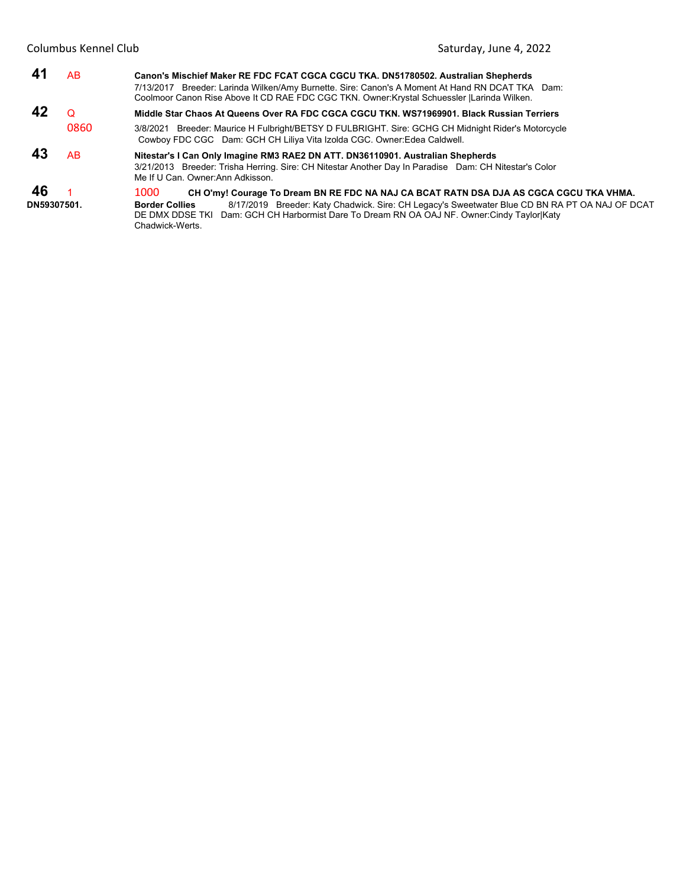**41** AB **Canon's Mischief Maker RE FDC FCAT CGCA CGCU TKA. DN51780502. Australian Shepherds**
7/13/2017 Breeder: Larinda Wilken/Amy Burnette. Sire: Canon's A Moment At Hand RN DCAT TKA Dam: Coolmoor Canon Rise Above It CD RAE FDC CGC TKN. Owner:Krystal Schuessler |Larinda Wilken.

**42** Q 0860 **Middle Star Chaos At Queens Over RA FDC CGCA CGCU TKN. WS71969901. Black Russian Terriers**
3/8/2021 Breeder: Maurice H Fulbright/BETSY D FULBRIGHT. Sire: GCHG CH Midnight Rider's Motorcycle Cowboy FDC CGC Dam: GCH CH Liliya Vita Izolda CGC. Owner:Edea Caldwell.

**43** AB **Nitestar's I Can Only Imagine RM3 RAE2 DN ATT. DN36110901. Australian Shepherds**
3/21/2013 Breeder: Trisha Herring. Sire: CH Nitestar Another Day In Paradise Dam: CH Nitestar's Color Me If U Can. Owner:Ann Adkisson.

**46** 1 1000 **CH O'my! Courage To Dream BN RE FDC NA NAJ CA BCAT RATN DSA DJA AS CGCA CGCU TKA VHMA. DN59307501. Border Collies** 8/17/2019 Breeder: Katy Chadwick. Sire: CH Legacy's Sweetwater Blue CD BN RA PT OA NAJ OF DCAT DE DMX DDSE TKI Dam: GCH CH Harbormist Dare To Dream RN OA OAJ NF. Owner:Cindy Taylor|Katy Chadwick-Werts.